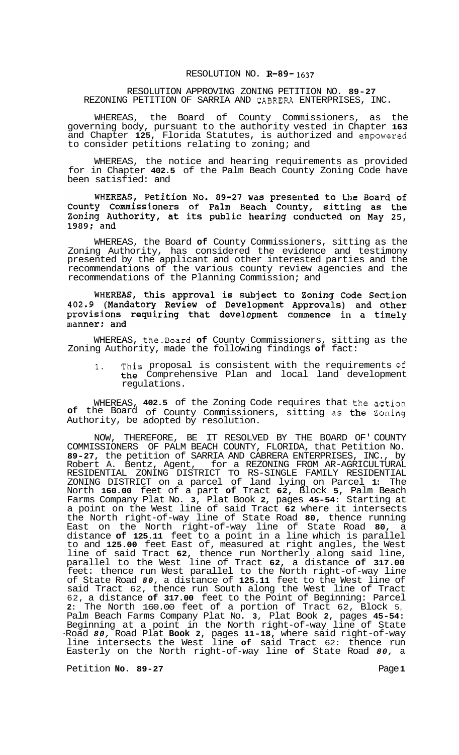# RESOLUTION NO. R-89-1637

## RESOLUTION APPROVING ZONING PETITION NO. 89-27 REZONING PETITION OF SARRIA AND CABRERA ENTERPRISES, INC.

WHEREAS, the Board of County Commissioners, as the governing body, pursuant to the authority vested in Chapter 163 and Chapter 125, Florida Statutes, is authorized and empowered to consider petitions relating to zoning; and

WHEREAS, the notice and hearing requirements as provided for in Chapter 402.5 of the Palm Beach County Zoning Code have been satisfied: and

WHEREAS, Petition No. 89-27 was presented to the Board of County Commissioners of Palm Beach County, sitting as the Zoning Authority, at its public hearing conducted on May 25, 1989; and

WHEREAS, the Board of County Commissioners, sitting as the Zoning Authority, has considered the evidence and testimony presented by the applicant and other interested parties and the recommendations of the various county review agencies and the recommendations of the Planning Commission; and

WHEREAS, this approval is subject to Zoning Code Section 402.9 (Mandatory Review of Development Approvals) and other provisions requiring that development commence in a timely manner; and

WHEREAS, the Board of County Commissioners, sitting as the Zoning Authority, made the following findings of fact:

1. This proposal is consistent with the requirements of the Comprehensive Plan and local land development regulations.

WHEREAS, 402.5 of the Zoning Code requires that the action of the Board of County Commissioners, sitting as the Zoning Authority, be adopted by resolution.

NOW, THEREFORE, BE IT RESOLVED BY THE BOARD OF' COUNTY COMMISSIONERS OF PALM BEACH COUNTY, FLORIDA, that Petition No. 89-27, the petition of SARRIA AND CABRERA ENTERPRISES, INC., by Robert A. Bentz, Agent, for a REZONING FROM AR-AGRICULTURAL RESIDENTIAL ZONING DISTRICT TO RS-SINGLE FAMILY RESIDENTIAL ZONING DISTRICT on a parcel of land lying on Parcel 1: The North 160.00 feet of a part of Tract 62, Block 5, Palm Beach Farms Company Plat No. 3, Plat Book 2, pages 45-54: Starting at a point on the West line of said Tract 62 where it intersects the North right-of-way line of State Road 80, thence running East on the North right-of-way line of State Road 80, a distance of 125.11 feet to a point in a line which is parallel to and 125.00 feet East of, measured at right angles, the West line of said Tract 62, thence run Northerly along said line, parallel to the West line of Tract 62, a distance of 317.00 feet: thence run West parallel to the North right-of-way line of State Road *80,* a distance of 125.11 feet to the West line of said Tract 62, thence run South along the West line of Tract 62, a distance of 317.00 feet to the Point of Beginning: Parcel 2: The North 160.00 feet of a portion of Tract 62, Block 5, Palm Beach Farms Company Plat No. 3, Plat Book 2, pages 45-54: Beginning at a point in the North right-of-way line of State Road *80,* Road Plat Book 2, pages 11-18, where said right-of-way line intersects the West line of said Tract 62: thence run Easterly on the North right-of-way line of State Road *80,* a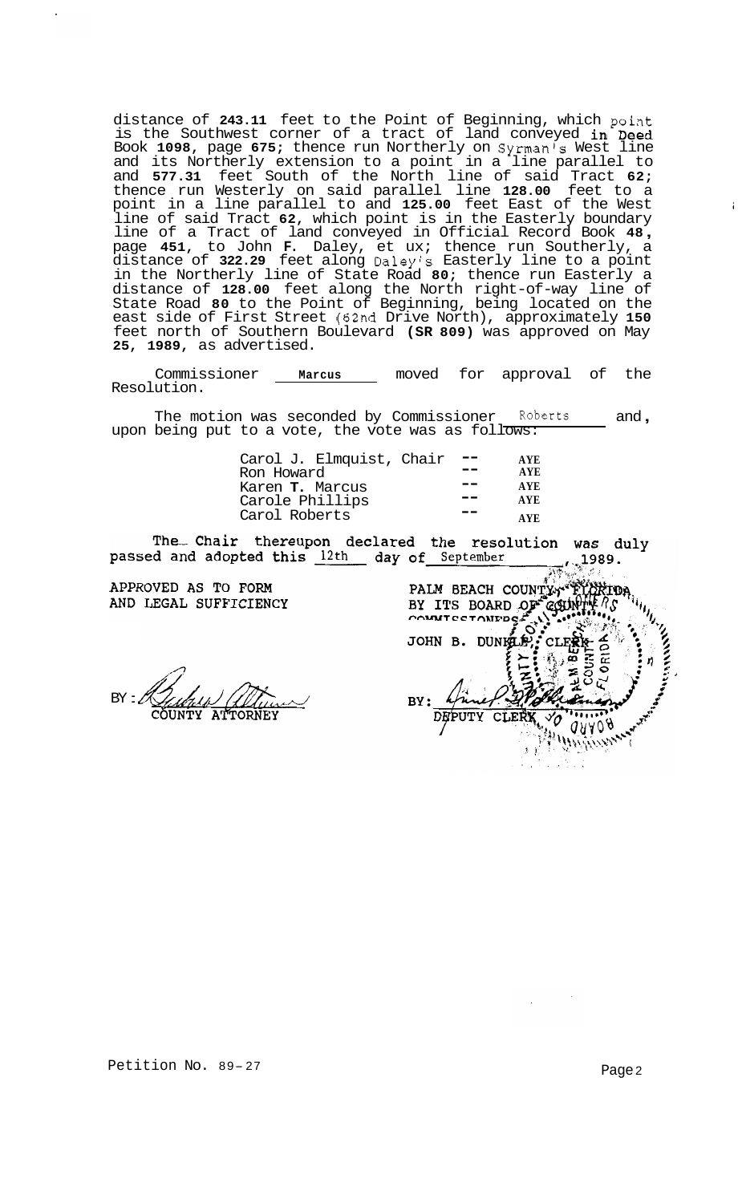distance of 243.11 feet to the Point of Beginning, which point is the Southwest corner of a tract of land conveyed in Deed Book 1098, page 675; thence run Northerly on Syrman's West line and its Northerly extension to a point in a line parallel to and 577.31 feet South of the North line of said Tract 62; thence run Westerly on said parallel line 128.00 feet to a point in a line parallel to and 125.00 feet East of the West line of said Tract 62, which point is in the Easterly boundary line of a Tract of land conveyed in Official Record Book 48, page 451, to John F. Daley, et ux; thence run Southerly, a distance of 322.29 feet along Daley's Easterly line to a point in the Northerly line of State Road 80; thence run Easterly a distance of 128.00 feet along the North right-of-way line of State Road 80 to the Point of Beginning, being located on the east side of First Street (62nd Drive North), approximately 150 feet north of Southern Boulevard (SR 809) was approved on May 25, 1989, as advertised.

Commissioner Marcus moved for approval of the Resolution.

The motion was seconded by Commissioner Roberts and, upon being put to a vote, the vote was as follows:

| | | |
|---|---|---|
| Carol J. Elmquist, Chair | -- | AYE |
| Ron Howard | -- | AYE |
| Karen T. Marcus | -- | AYE |
| Carole Phillips | -- | AYE |
| Carol Roberts | -- | AYE |

The Chair thereupon declared the resolution was duly passed and adopted this 12th day of September, 1989.

APPROVED AS TO FORM AND LEGAL SUFFICIENCY

BY: COUNTY ATTORNEY

PALM BEACH COUNTY, FLORIDA, BY ITS BOARD OF COUNTY COMMISSIONERS

JOHN B. DUNKLE, CLERK

BY: DEPUTY CLERK

Petition No. 89-27